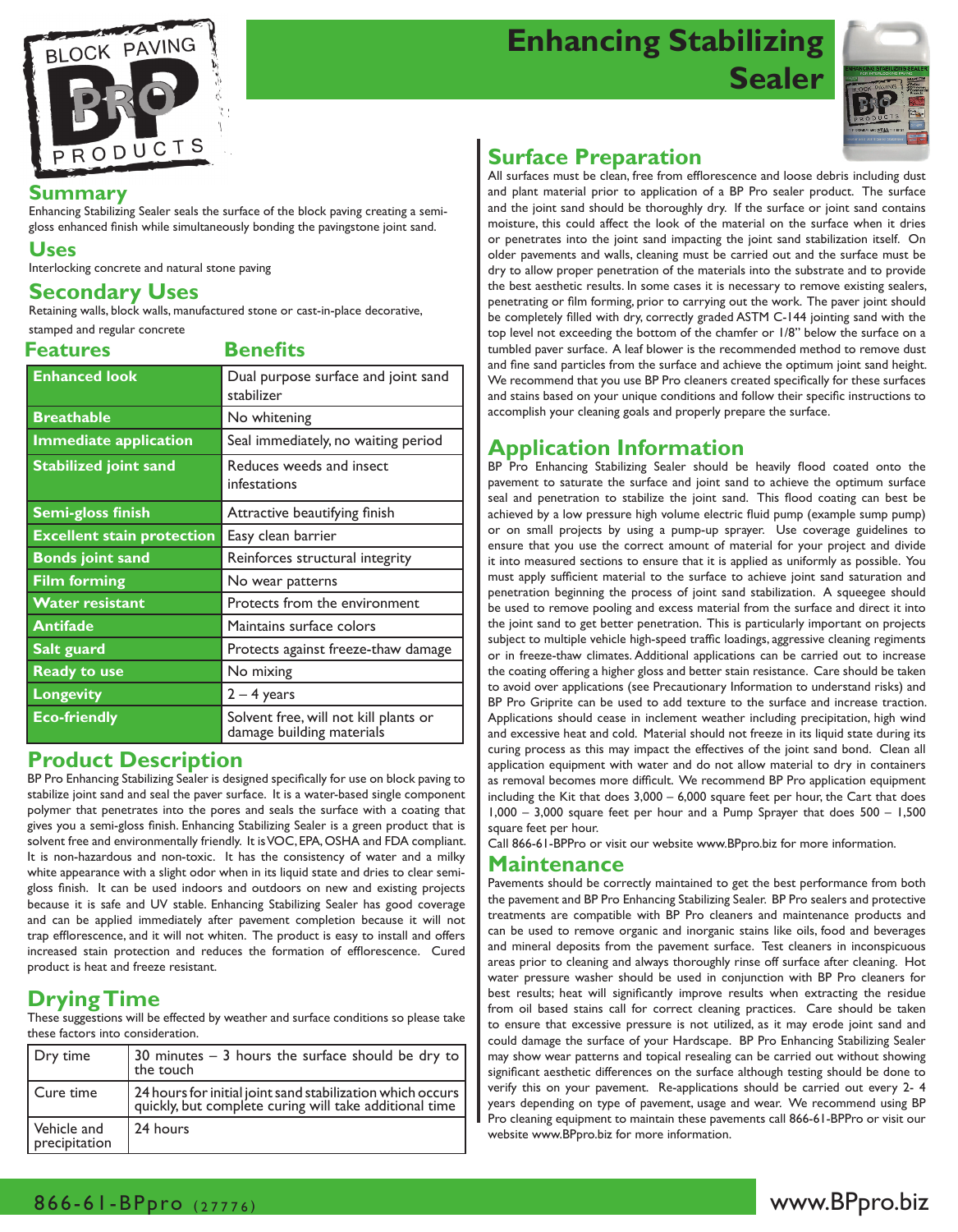# Enhancing Stabilizing Sealer

## Summary

Enhancing Stabilizing Sealer seals the surface of the block paving creating a semi-gloss enhanced finish while simultaneously bonding the pavingstone joint sand.

## Uses

Interlocking concrete and natural stone paving

## Secondary Uses

Retaining walls, block walls, manufactured stone or cast-in-place decorative, stamped and regular concrete

| Features | Benefits |
|---|---|
| **Enhanced look** | Dual purpose surface and joint sand stabilizer |
| **Breathable** | No whitening |
| **Immediate application** | Seal immediately, no waiting period |
| **Stabilized joint sand** | Reduces weeds and insect infestations |
| **Semi-gloss finish** | Attractive beautifying finish |
| **Excellent stain protection** | Easy clean barrier |
| **Bonds joint sand** | Reinforces structural integrity |
| **Film forming** | No wear patterns |
| **Water resistant** | Protects from the environment |
| **Antifade** | Maintains surface colors |
| **Salt guard** | Protects against freeze-thaw damage |
| **Ready to use** | No mixing |
| **Longevity** | 2 – 4 years |
| **Eco-friendly** | Solvent free, will not kill plants or damage building materials |

## Product Description

BP Pro Enhancing Stabilizing Sealer is designed specifically for use on block paving to stabilize joint sand and seal the paver surface. It is a water-based single component polymer that penetrates into the pores and seals the surface with a coating that gives you a semi-gloss finish. Enhancing Stabilizing Sealer is a green product that is solvent free and environmentally friendly. It is VOC, EPA, OSHA and FDA compliant. It is non-hazardous and non-toxic. It has the consistency of water and a milky white appearance with a slight odor when in its liquid state and dries to clear semi-gloss finish. It can be used indoors and outdoors on new and existing projects because it is safe and UV stable. Enhancing Stabilizing Sealer has good coverage and can be applied immediately after pavement completion because it will not trap efflorescence, and it will not whiten. The product is easy to install and offers increased stain protection and reduces the formation of efflorescence. Cured product is heat and freeze resistant.

## Drying Time

These suggestions will be effected by weather and surface conditions so please take these factors into consideration.

| | |
|---|---|
| Dry time | 30 minutes – 3 hours the surface should be dry to the touch |
| Cure time | 24 hours for initial joint sand stabilization which occurs quickly, but complete curing will take additional time |
| Vehicle and precipitation | 24 hours |

## Surface Preparation

All surfaces must be clean, free from efflorescence and loose debris including dust and plant material prior to application of a BP Pro sealer product. The surface and the joint sand should be thoroughly dry. If the surface or joint sand contains moisture, this could affect the look of the material on the surface when it dries or penetrates into the joint sand impacting the joint sand stabilization itself. On older pavements and walls, cleaning must be carried out and the surface must be dry to allow proper penetration of the materials into the substrate and to provide the best aesthetic results. In some cases it is necessary to remove existing sealers, penetrating or film forming, prior to carrying out the work. The paver joint should be completely filled with dry, correctly graded ASTM C-144 jointing sand with the top level not exceeding the bottom of the chamfer or 1/8" below the surface on a tumbled paver surface. A leaf blower is the recommended method to remove dust and fine sand particles from the surface and achieve the optimum joint sand height. We recommend that you use BP Pro cleaners created specifically for these surfaces and stains based on your unique conditions and follow their specific instructions to accomplish your cleaning goals and properly prepare the surface.

## Application Information

BP Pro Enhancing Stabilizing Sealer should be heavily flood coated onto the pavement to saturate the surface and joint sand to achieve the optimum surface seal and penetration to stabilize the joint sand. This flood coating can best be achieved by a low pressure high volume electric fluid pump (example sump pump) or on small projects by using a pump-up sprayer. Use coverage guidelines to ensure that you use the correct amount of material for your project and divide it into measured sections to ensure that it is applied as uniformly as possible. You must apply sufficient material to the surface to achieve joint sand saturation and penetration beginning the process of joint sand stabilization. A squeegee should be used to remove pooling and excess material from the surface and direct it into the joint sand to get better penetration. This is particularly important on projects subject to multiple vehicle high-speed traffic loadings, aggressive cleaning regiments or in freeze-thaw climates. Additional applications can be carried out to increase the coating offering a higher gloss and better stain resistance. Care should be taken to avoid over applications (see Precautionary Information to understand risks) and BP Pro Griprite can be used to add texture to the surface and increase traction. Applications should cease in inclement weather including precipitation, high wind and excessive heat and cold. Material should not freeze in its liquid state during its curing process as this may impact the effectives of the joint sand bond. Clean all application equipment with water and do not allow material to dry in containers as removal becomes more difficult. We recommend BP Pro application equipment including the Kit that does 3,000 – 6,000 square feet per hour, the Cart that does 1,000 – 3,000 square feet per hour and a Pump Sprayer that does 500 – 1,500 square feet per hour.

Call 866-61-BPPro or visit our website www.BPpro.biz for more information.

## Maintenance

Pavements should be correctly maintained to get the best performance from both the pavement and BP Pro Enhancing Stabilizing Sealer. BP Pro sealers and protective treatments are compatible with BP Pro cleaners and maintenance products and can be used to remove organic and inorganic stains like oils, food and beverages and mineral deposits from the pavement surface. Test cleaners in inconspicuous areas prior to cleaning and always thoroughly rinse off surface after cleaning. Hot water pressure washer should be used in conjunction with BP Pro cleaners for best results; heat will significantly improve results when extracting the residue from oil based stains call for correct cleaning practices. Care should be taken to ensure that excessive pressure is not utilized, as it may erode joint sand and could damage the surface of your Hardscape. BP Pro Enhancing Stabilizing Sealer may show wear patterns and topical resealing can be carried out without showing significant aesthetic differences on the surface although testing should be done to verify this on your pavement. Re-applications should be carried out every 2- 4 years depending on type of pavement, usage and wear. We recommend using BP Pro cleaning equipment to maintain these pavements call 866-61-BPPro or visit our website www.BPpro.biz for more information.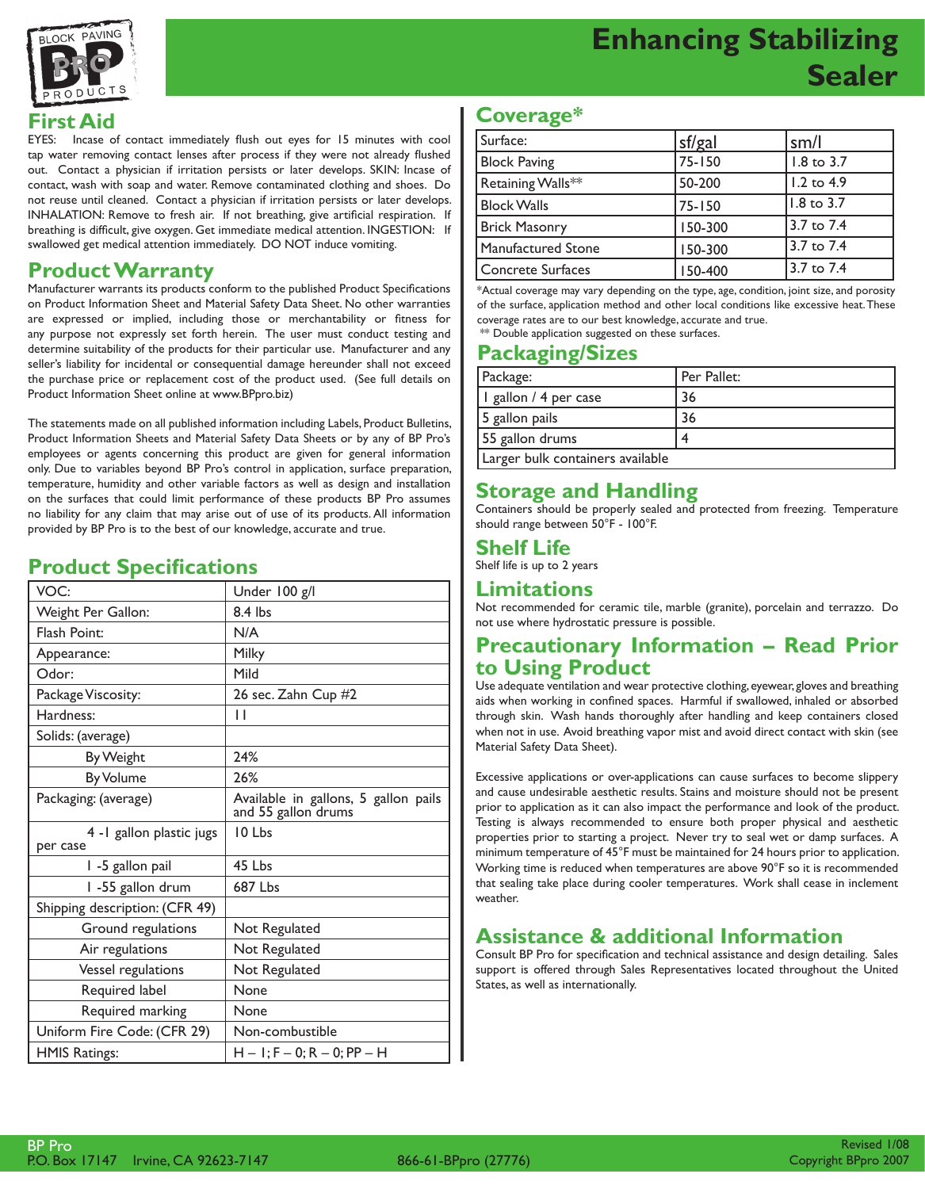# Enhancing Stabilizing Sealer

## First Aid

EYES: Incase of contact immediately flush out eyes for 15 minutes with cool tap water removing contact lenses after process if they were not already flushed out. Contact a physician if irritation persists or later develops. SKIN: Incase of contact, wash with soap and water. Remove contaminated clothing and shoes. Do not reuse until cleaned. Contact a physician if irritation persists or later develops. INHALATION: Remove to fresh air. If not breathing, give artificial respiration. If breathing is difficult, give oxygen. Get immediate medical attention. INGESTION: If swallowed get medical attention immediately. DO NOT induce vomiting.

## Product Warranty

Manufacturer warrants its products conform to the published Product Specifications on Product Information Sheet and Material Safety Data Sheet. No other warranties are expressed or implied, including those or merchantability or fitness for any purpose not expressly set forth herein. The user must conduct testing and determine suitability of the products for their particular use. Manufacturer and any seller's liability for incidental or consequential damage hereunder shall not exceed the purchase price or replacement cost of the product used. (See full details on Product Information Sheet online at www.BPpro.biz)

The statements made on all published information including Labels, Product Bulletins, Product Information Sheets and Material Safety Data Sheets or by any of BP Pro's employees or agents concerning this product are given for general information only. Due to variables beyond BP Pro's control in application, surface preparation, temperature, humidity and other variable factors as well as design and installation on the surfaces that could limit performance of these products BP Pro assumes no liability for any claim that may arise out of use of its products. All information provided by BP Pro is to the best of our knowledge, accurate and true.

## Product Specifications

| | |
|---|---|
| VOC: | Under 100 g/l |
| Weight Per Gallon: | 8.4 lbs |
| Flash Point: | N/A |
| Appearance: | Milky |
| Odor: | Mild |
| Package Viscosity: | 26 sec. Zahn Cup #2 |
| Hardness: | 11 |
| Solids: (average) | |
| By Weight | 24% |
| By Volume | 26% |
| Packaging: (average) | Available in gallons, 5 gallon pails and 55 gallon drums |
| 4 -1 gallon plastic jugs per case | 10 Lbs |
| 1 -5 gallon pail | 45 Lbs |
| 1 -55 gallon drum | 687 Lbs |
| Shipping description: (CFR 49) | |
| Ground regulations | Not Regulated |
| Air regulations | Not Regulated |
| Vessel regulations | Not Regulated |
| Required label | None |
| Required marking | None |
| Uniform Fire Code: (CFR 29) | Non-combustible |
| HMIS Ratings: | H – 1; F – 0; R – 0; PP – H |

## Coverage*

| Surface: | sf/gal | sm/l |
|---|---|---|
| Block Paving | 75-150 | 1.8 to 3.7 |
| Retaining Walls** | 50-200 | 1.2 to 4.9 |
| Block Walls | 75-150 | 1.8 to 3.7 |
| Brick Masonry | 150-300 | 3.7 to 7.4 |
| Manufactured Stone | 150-300 | 3.7 to 7.4 |
| Concrete Surfaces | 150-400 | 3.7 to 7.4 |

*Actual coverage may vary depending on the type, age, condition, joint size, and porosity of the surface, application method and other local conditions like excessive heat. These coverage rates are to our best knowledge, accurate and true.

** Double application suggested on these surfaces.

## Packaging/Sizes

| Package: | Per Pallet: |
|---|---|
| 1 gallon / 4 per case | 36 |
| 5 gallon pails | 36 |
| 55 gallon drums | 4 |
| Larger bulk containers available | |

## Storage and Handling

Containers should be properly sealed and protected from freezing. Temperature should range between 50°F - 100°F.

## Shelf Life

Shelf life is up to 2 years

## Limitations

Not recommended for ceramic tile, marble (granite), porcelain and terrazzo. Do not use where hydrostatic pressure is possible.

## Precautionary Information – Read Prior to Using Product

Use adequate ventilation and wear protective clothing, eyewear, gloves and breathing aids when working in confined spaces. Harmful if swallowed, inhaled or absorbed through skin. Wash hands thoroughly after handling and keep containers closed when not in use. Avoid breathing vapor mist and avoid direct contact with skin (see Material Safety Data Sheet).

Excessive applications or over-applications can cause surfaces to become slippery and cause undesirable aesthetic results. Stains and moisture should not be present prior to application as it can also impact the performance and look of the product. Testing is always recommended to ensure both proper physical and aesthetic properties prior to starting a project. Never try to seal wet or damp surfaces. A minimum temperature of 45°F must be maintained for 24 hours prior to application. Working time is reduced when temperatures are above 90°F so it is recommended that sealing take place during cooler temperatures. Work shall cease in inclement weather.

## Assistance & additional Information

Consult BP Pro for specification and technical assistance and design detailing. Sales support is offered through Sales Representatives located throughout the United States, as well as internationally.

BP Pro
P.O. Box 17147 Irvine, CA 92623-7147 866-61-BPpro (27776)

Revised 1/08
Copyright BPpro 2007